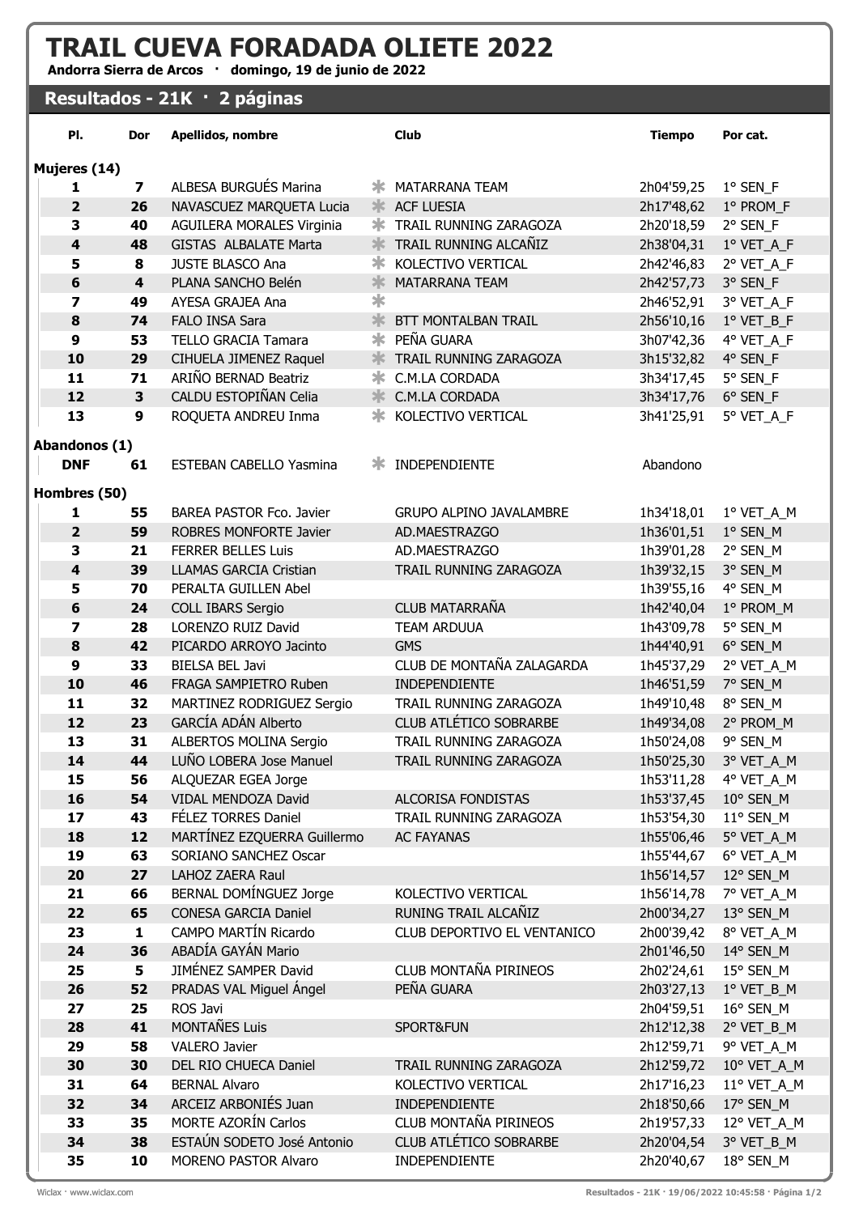# TRAIL CUEVA FORADADA OLIETE 2022

**Andorra Sierra de Arcos · domingo, 19 de junio de 2022**

## Resultados - 21K · 2 páginas

| Pl. | Dor | Apellidos, nombre | | Club | Tiempo | Por cat. |
|---|---|---|---|---|---|---|
| **Mujeres (14)** | | | | | | |
| 1 | 7 | ALBESA BURGUÉS Marina | * | MATARRANA TEAM | 2h04'59,25 | 1° SEN_F |
| 2 | 26 | NAVASCUEZ MARQUETA Lucia | * | ACF LUESIA | 2h17'48,62 | 1° PROM_F |
| 3 | 40 | AGUILERA MORALES Virginia | * | TRAIL RUNNING ZARAGOZA | 2h20'18,59 | 2° SEN_F |
| 4 | 48 | GISTAS ALBALATE Marta | * | TRAIL RUNNING ALCAÑIZ | 2h38'04,31 | 1° VET_A_F |
| 5 | 8 | JUSTE BLASCO Ana | * | KOLECTIVO VERTICAL | 2h42'46,83 | 2° VET_A_F |
| 6 | 4 | PLANA SANCHO Belén | * | MATARRANA TEAM | 2h42'57,73 | 3° SEN_F |
| 7 | 49 | AYESA GRAJEA Ana | * | | 2h46'52,91 | 3° VET_A_F |
| 8 | 74 | FALO INSA Sara | * | BTT MONTALBAN TRAIL | 2h56'10,16 | 1° VET_B_F |
| 9 | 53 | TELLO GRACIA Tamara | * | PEÑA GUARA | 3h07'42,36 | 4° VET_A_F |
| 10 | 29 | CIHUELA JIMENEZ Raquel | * | TRAIL RUNNING ZARAGOZA | 3h15'32,82 | 4° SEN_F |
| 11 | 71 | ARIÑO BERNAD Beatriz | * | C.M.LA CORDADA | 3h34'17,45 | 5° SEN_F |
| 12 | 3 | CALDU ESTOPIÑAN Celia | * | C.M.LA CORDADA | 3h34'17,76 | 6° SEN_F |
| 13 | 9 | ROQUETA ANDREU Inma | * | KOLECTIVO VERTICAL | 3h41'25,91 | 5° VET_A_F |
| **Abandonos (1)** | | | | | | |
| DNF | 61 | ESTEBAN CABELLO Yasmina | * | INDEPENDIENTE | Abandono | |
| **Hombres (50)** | | | | | | |
| 1 | 55 | BAREA PASTOR Fco. Javier | | GRUPO ALPINO JAVALAMBRE | 1h34'18,01 | 1° VET_A_M |
| 2 | 59 | ROBRES MONFORTE Javier | | AD.MAESTRAZGO | 1h36'01,51 | 1° SEN_M |
| 3 | 21 | FERRER BELLES Luis | | AD.MAESTRAZGO | 1h39'01,28 | 2° SEN_M |
| 4 | 39 | LLAMAS GARCIA Cristian | | TRAIL RUNNING ZARAGOZA | 1h39'32,15 | 3° SEN_M |
| 5 | 70 | PERALTA GUILLEN Abel | | | 1h39'55,16 | 4° SEN_M |
| 6 | 24 | COLL IBARS Sergio | | CLUB MATARRAÑA | 1h42'40,04 | 1° PROM_M |
| 7 | 28 | LORENZO RUIZ David | | TEAM ARDUUA | 1h43'09,78 | 5° SEN_M |
| 8 | 42 | PICARDO ARROYO Jacinto | | GMS | 1h44'40,91 | 6° SEN_M |
| 9 | 33 | BIELSA BEL Javi | | CLUB DE MONTAÑA ZALAGARDA | 1h45'37,29 | 2° VET_A_M |
| 10 | 46 | FRAGA SAMPIETRO Ruben | | INDEPENDIENTE | 1h46'51,59 | 7° SEN_M |
| 11 | 32 | MARTINEZ RODRIGUEZ Sergio | | TRAIL RUNNING ZARAGOZA | 1h49'10,48 | 8° SEN_M |
| 12 | 23 | GARCÍA ADÁN Alberto | | CLUB ATLÉTICO SOBRARBE | 1h49'34,08 | 2° PROM_M |
| 13 | 31 | ALBERTOS MOLINA Sergio | | TRAIL RUNNING ZARAGOZA | 1h50'24,08 | 9° SEN_M |
| 14 | 44 | LUÑO LOBERA Jose Manuel | | TRAIL RUNNING ZARAGOZA | 1h50'25,30 | 3° VET_A_M |
| 15 | 56 | ALQUEZAR EGEA Jorge | | | 1h53'11,28 | 4° VET_A_M |
| 16 | 54 | VIDAL MENDOZA David | | ALCORISA FONDISTAS | 1h53'37,45 | 10° SEN_M |
| 17 | 43 | FÉLEZ TORRES Daniel | | TRAIL RUNNING ZARAGOZA | 1h53'54,30 | 11° SEN_M |
| 18 | 12 | MARTÍNEZ EZQUERRA Guillermo | | AC FAYANAS | 1h55'06,46 | 5° VET_A_M |
| 19 | 63 | SORIANO SANCHEZ Oscar | | | 1h55'44,67 | 6° VET_A_M |
| 20 | 27 | LAHOZ ZAERA Raul | | | 1h56'14,57 | 12° SEN_M |
| 21 | 66 | BERNAL DOMÍNGUEZ Jorge | | KOLECTIVO VERTICAL | 1h56'14,78 | 7° VET_A_M |
| 22 | 65 | CONESA GARCIA Daniel | | RUNING TRAIL ALCAÑIZ | 2h00'34,27 | 13° SEN_M |
| 23 | 1 | CAMPO MARTÍN Ricardo | | CLUB DEPORTIVO EL VENTANICO | 2h00'39,42 | 8° VET_A_M |
| 24 | 36 | ABADÍA GAYÁN Mario | | | 2h01'46,50 | 14° SEN_M |
| 25 | 5 | JIMÉNEZ SAMPER David | | CLUB MONTAÑA PIRINEOS | 2h02'24,61 | 15° SEN_M |
| 26 | 52 | PRADAS VAL Miguel Ángel | | PEÑA GUARA | 2h03'27,13 | 1° VET_B_M |
| 27 | 25 | ROS Javi | | | 2h04'59,51 | 16° SEN_M |
| 28 | 41 | MONTAÑES Luis | | SPORT&FUN | 2h12'12,38 | 2° VET_B_M |
| 29 | 58 | VALERO Javier | | | 2h12'59,71 | 9° VET_A_M |
| 30 | 30 | DEL RIO CHUECA Daniel | | TRAIL RUNNING ZARAGOZA | 2h12'59,72 | 10° VET_A_M |
| 31 | 64 | BERNAL Alvaro | | KOLECTIVO VERTICAL | 2h17'16,23 | 11° VET_A_M |
| 32 | 34 | ARCEIZ ARBONIÉS Juan | | INDEPENDIENTE | 2h18'50,66 | 17° SEN_M |
| 33 | 35 | MORTE AZORÍN Carlos | | CLUB MONTAÑA PIRINEOS | 2h19'57,33 | 12° VET_A_M |
| 34 | 38 | ESTAÚN SODETO José Antonio | | CLUB ATLÉTICO SOBRARBE | 2h20'04,54 | 3° VET_B_M |
| 35 | 10 | MORENO PASTOR Alvaro | | INDEPENDIENTE | 2h20'40,67 | 18° SEN_M |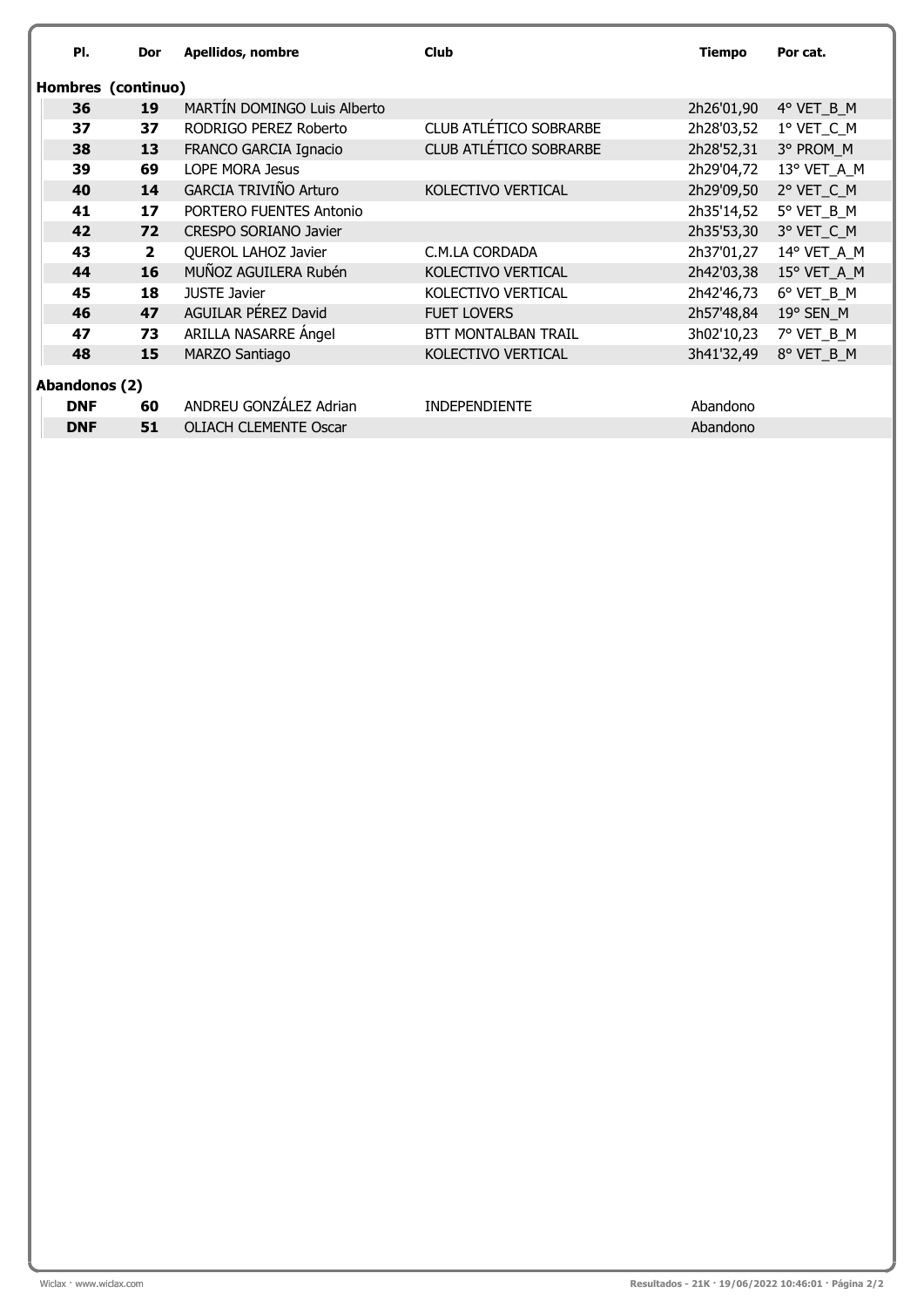| Pl. | Dor | Apellidos, nombre | Club | Tiempo | Por cat. |
|---|---|---|---|---|---|
| **Hombres (continuo)** | | | | | |
| **36** | **19** | MARTÍN DOMINGO Luis Alberto | | 2h26'01,90 | 4° VET_B_M |
| **37** | **37** | RODRIGO PEREZ Roberto | CLUB ATLÉTICO SOBRARBE | 2h28'03,52 | 1° VET_C_M |
| **38** | **13** | FRANCO GARCIA Ignacio | CLUB ATLÉTICO SOBRARBE | 2h28'52,31 | 3° PROM_M |
| **39** | **69** | LOPE MORA Jesus | | 2h29'04,72 | 13° VET_A_M |
| **40** | **14** | GARCIA TRIVIÑO Arturo | KOLECTIVO VERTICAL | 2h29'09,50 | 2° VET_C_M |
| **41** | **17** | PORTERO FUENTES Antonio | | 2h35'14,52 | 5° VET_B_M |
| **42** | **72** | CRESPO SORIANO Javier | | 2h35'53,30 | 3° VET_C_M |
| **43** | **2** | QUEROL LAHOZ Javier | C.M.LA CORDADA | 2h37'01,27 | 14° VET_A_M |
| **44** | **16** | MUÑOZ AGUILERA Rubén | KOLECTIVO VERTICAL | 2h42'03,38 | 15° VET_A_M |
| **45** | **18** | JUSTE Javier | KOLECTIVO VERTICAL | 2h42'46,73 | 6° VET_B_M |
| **46** | **47** | AGUILAR PÉREZ David | FUET LOVERS | 2h57'48,84 | 19° SEN_M |
| **47** | **73** | ARILLA NASARRE Ángel | BTT MONTALBAN TRAIL | 3h02'10,23 | 7° VET_B_M |
| **48** | **15** | MARZO Santiago | KOLECTIVO VERTICAL | 3h41'32,49 | 8° VET_B_M |
| **Abandonos (2)** | | | | | |
| **DNF** | **60** | ANDREU GONZÁLEZ Adrian | INDEPENDIENTE | Abandono | |
| **DNF** | **51** | OLIACH CLEMENTE Oscar | | Abandono | |